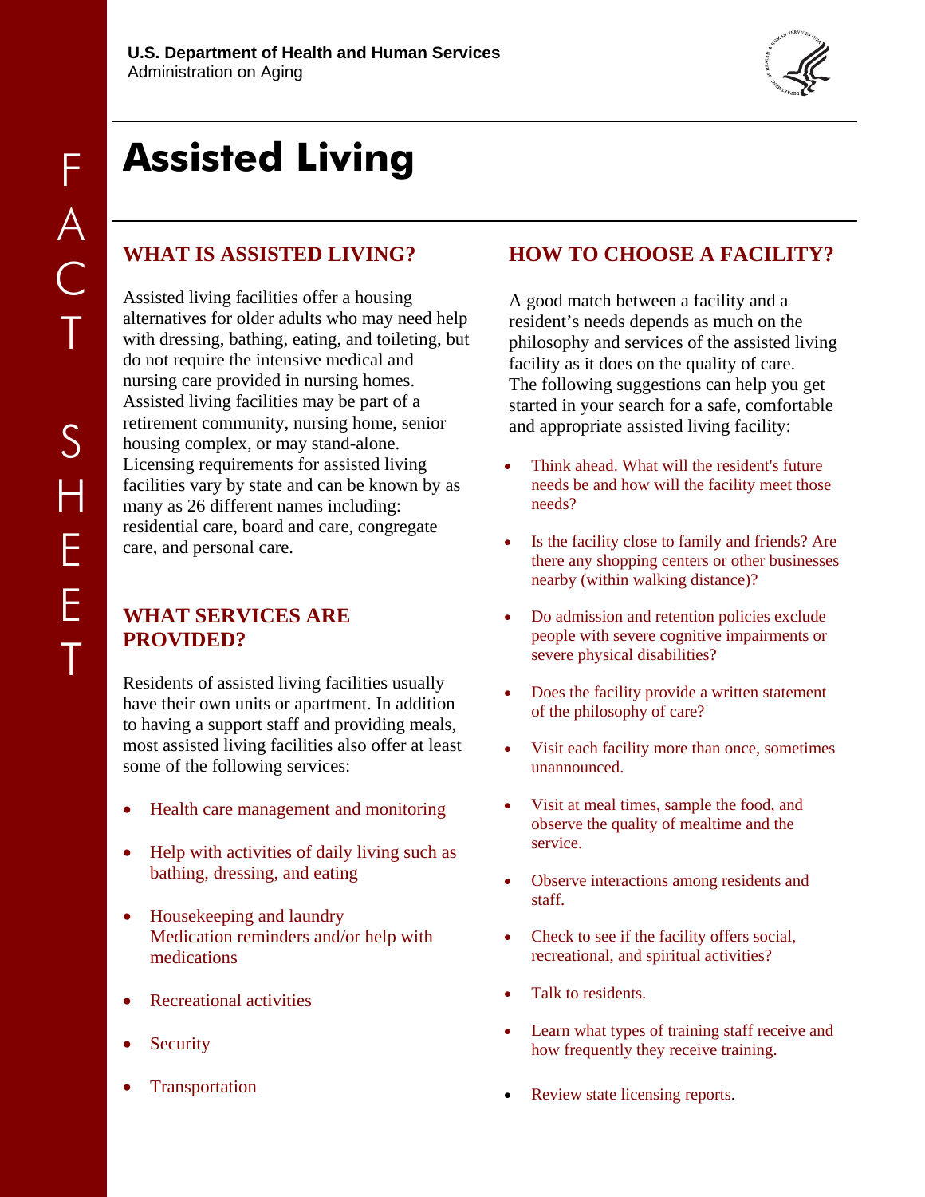**U.S. Department of Health and Human Services**
Administration on Aging

FACT SHEET

# Assisted Living

## WHAT IS ASSISTED LIVING?

Assisted living facilities offer a housing alternatives for older adults who may need help with dressing, bathing, eating, and toileting, but do not require the intensive medical and nursing care provided in nursing homes. Assisted living facilities may be part of a retirement community, nursing home, senior housing complex, or may stand-alone. Licensing requirements for assisted living facilities vary by state and can be known by as many as 26 different names including: residential care, board and care, congregate care, and personal care.

## WHAT SERVICES ARE PROVIDED?

Residents of assisted living facilities usually have their own units or apartment. In addition to having a support staff and providing meals, most assisted living facilities also offer at least some of the following services:

- Health care management and monitoring
- Help with activities of daily living such as bathing, dressing, and eating
- Housekeeping and laundry
  Medication reminders and/or help with medications
- Recreational activities
- Security
- Transportation

## HOW TO CHOOSE A FACILITY?

A good match between a facility and a resident's needs depends as much on the philosophy and services of the assisted living facility as it does on the quality of care. The following suggestions can help you get started in your search for a safe, comfortable and appropriate assisted living facility:

- Think ahead. What will the resident's future needs be and how will the facility meet those needs?
- Is the facility close to family and friends? Are there any shopping centers or other businesses nearby (within walking distance)?
- Do admission and retention policies exclude people with severe cognitive impairments or severe physical disabilities?
- Does the facility provide a written statement of the philosophy of care?
- Visit each facility more than once, sometimes unannounced.
- Visit at meal times, sample the food, and observe the quality of mealtime and the service.
- Observe interactions among residents and staff.
- Check to see if the facility offers social, recreational, and spiritual activities?
- Talk to residents.
- Learn what types of training staff receive and how frequently they receive training.
- Review state licensing reports.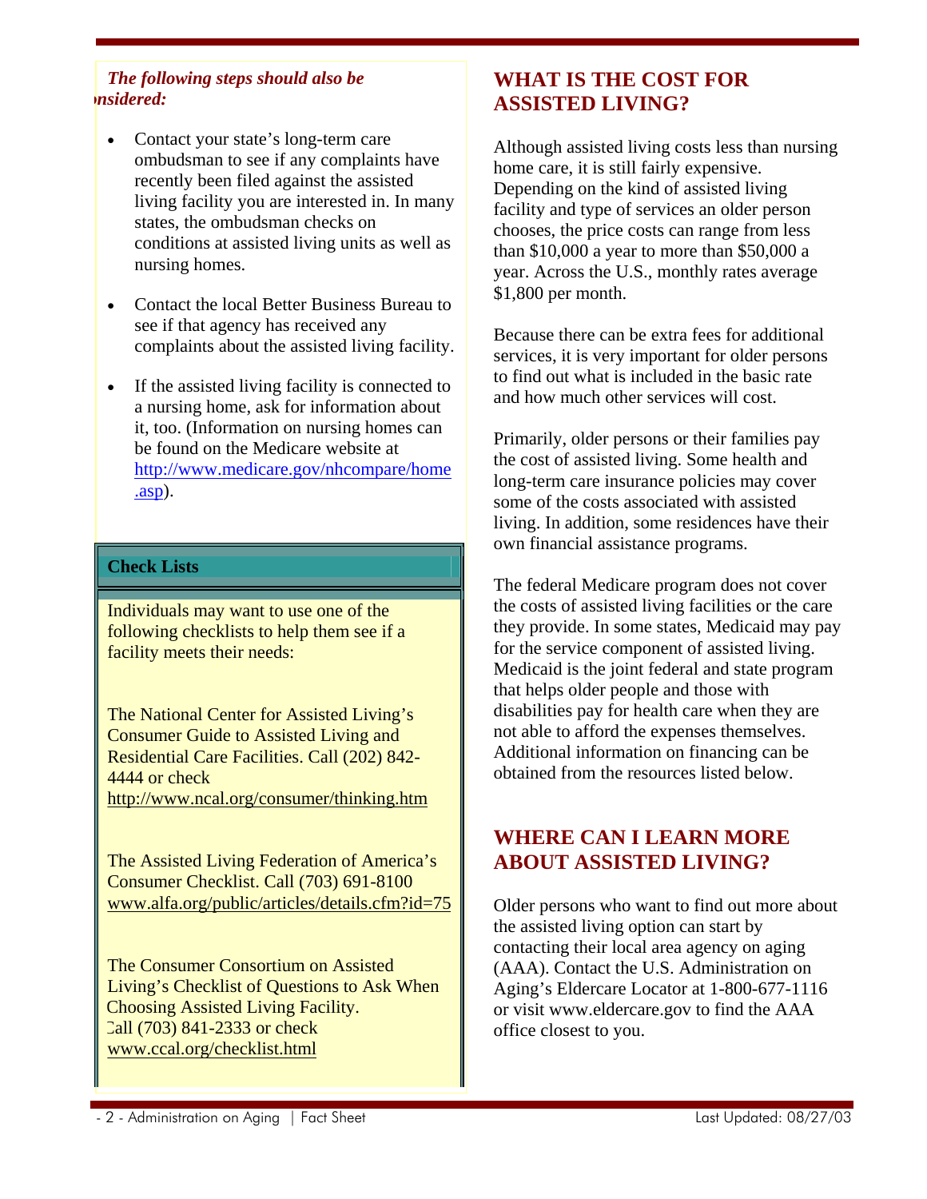*The following steps should also be considered:*

- Contact your state's long-term care ombudsman to see if any complaints have recently been filed against the assisted living facility you are interested in. In many states, the ombudsman checks on conditions at assisted living units as well as nursing homes.
- Contact the local Better Business Bureau to see if that agency has received any complaints about the assisted living facility.
- If the assisted living facility is connected to a nursing home, ask for information about it, too. (Information on nursing homes can be found on the Medicare website at http://www.medicare.gov/nhcompare/home.asp).

**Check Lists**

Individuals may want to use one of the following checklists to help them see if a facility meets their needs:

The National Center for Assisted Living's Consumer Guide to Assisted Living and Residential Care Facilities. Call (202) 842-4444 or check http://www.ncal.org/consumer/thinking.htm

The Assisted Living Federation of America's Consumer Checklist. Call (703) 691-8100 www.alfa.org/public/articles/details.cfm?id=75

The Consumer Consortium on Assisted Living's Checklist of Questions to Ask When Choosing Assisted Living Facility. Call (703) 841-2333 or check www.ccal.org/checklist.html

## WHAT IS THE COST FOR ASSISTED LIVING?

Although assisted living costs less than nursing home care, it is still fairly expensive. Depending on the kind of assisted living facility and type of services an older person chooses, the price costs can range from less than $10,000 a year to more than $50,000 a year. Across the U.S., monthly rates average $1,800 per month.

Because there can be extra fees for additional services, it is very important for older persons to find out what is included in the basic rate and how much other services will cost.

Primarily, older persons or their families pay the cost of assisted living. Some health and long-term care insurance policies may cover some of the costs associated with assisted living. In addition, some residences have their own financial assistance programs.

The federal Medicare program does not cover the costs of assisted living facilities or the care they provide. In some states, Medicaid may pay for the service component of assisted living. Medicaid is the joint federal and state program that helps older people and those with disabilities pay for health care when they are not able to afford the expenses themselves. Additional information on financing can be obtained from the resources listed below.

## WHERE CAN I LEARN MORE ABOUT ASSISTED LIVING?

Older persons who want to find out more about the assisted living option can start by contacting their local area agency on aging (AAA). Contact the U.S. Administration on Aging's Eldercare Locator at 1-800-677-1116 or visit www.eldercare.gov to find the AAA office closest to you.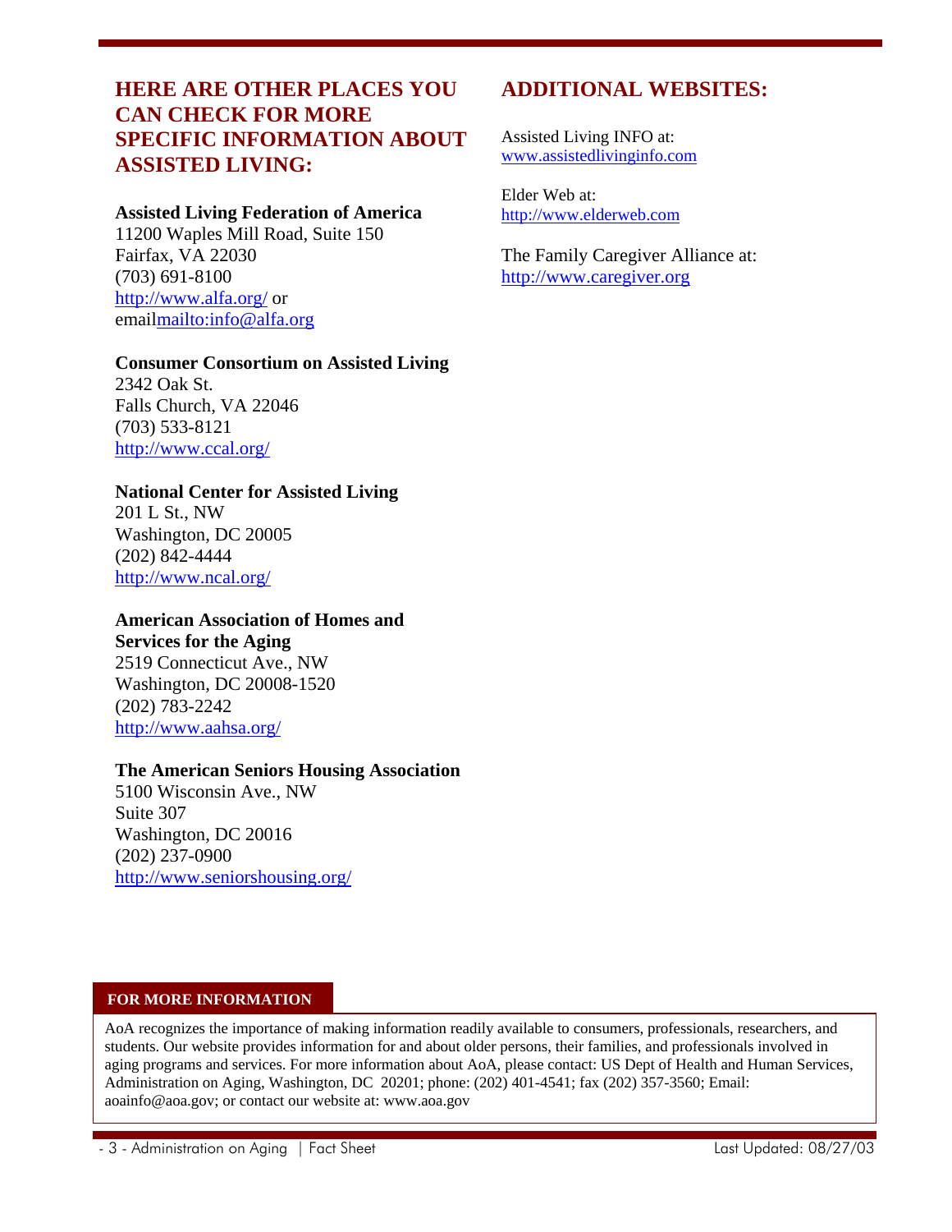## HERE ARE OTHER PLACES YOU CAN CHECK FOR MORE SPECIFIC INFORMATION ABOUT ASSISTED LIVING:

**Assisted Living Federation of America**
11200 Waples Mill Road, Suite 150
Fairfax, VA 22030
(703) 691-8100
http://www.alfa.org/ or
emailmailto:info@alfa.org

**Consumer Consortium on Assisted Living**
2342 Oak St.
Falls Church, VA 22046
(703) 533-8121
http://www.ccal.org/

**National Center for Assisted Living**
201 L St., NW
Washington, DC 20005
(202) 842-4444
http://www.ncal.org/

**American Association of Homes and Services for the Aging**
2519 Connecticut Ave., NW
Washington, DC 20008-1520
(202) 783-2242
http://www.aahsa.org/

**The American Seniors Housing Association**
5100 Wisconsin Ave., NW
Suite 307
Washington, DC 20016
(202) 237-0900
http://www.seniorshousing.org/

## ADDITIONAL WEBSITES:

Assisted Living INFO at:
www.assistedlivinginfo.com

Elder Web at:
http://www.elderweb.com

The Family Caregiver Alliance at:
http://www.caregiver.org

### FOR MORE INFORMATION

AoA recognizes the importance of making information readily available to consumers, professionals, researchers, and students. Our website provides information for and about older persons, their families, and professionals involved in aging programs and services. For more information about AoA, please contact: US Dept of Health and Human Services, Administration on Aging, Washington, DC 20201; phone: (202) 401-4541; fax (202) 357-3560; Email: aoainfo@aoa.gov; or contact our website at: www.aoa.gov